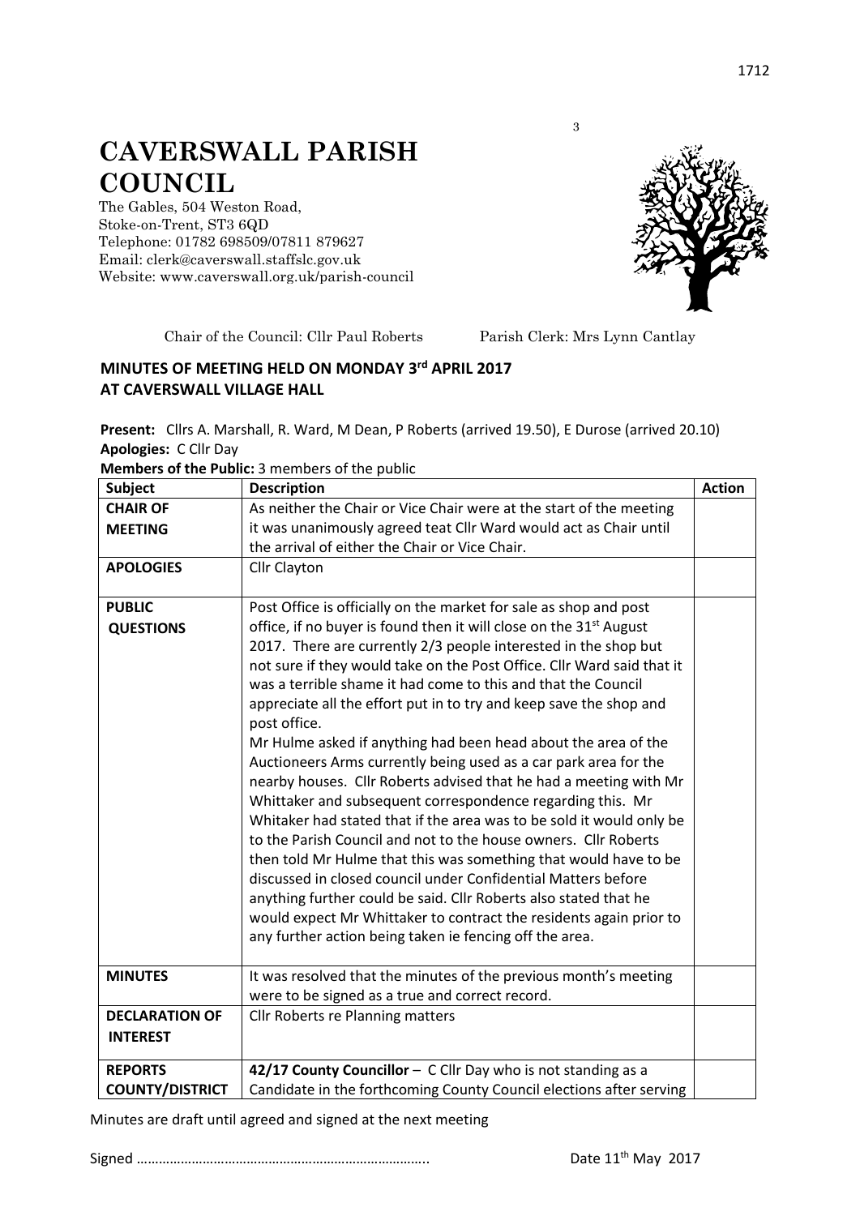# CAVERSWALL PARISH COUNCIL

The Gables, 504 Weston Road,
Stoke-on-Trent, ST3 6QD
Telephone: 01782 698509/07811 879627
Email: clerk@caverswall.staffslc.gov.uk
Website: www.caverswall.org.uk/parish-council

Chair of the Council: Cllr Paul Roberts     Parish Clerk: Mrs Lynn Cantlay

## MINUTES OF MEETING HELD ON MONDAY 3rd APRIL 2017 AT CAVERSWALL VILLAGE HALL

**Present:** Cllrs A. Marshall, R. Ward, M Dean, P Roberts (arrived 19.50), E Durose (arrived 20.10)
**Apologies:** C Cllr Day
**Members of the Public:** 3 members of the public

| Subject | Description | Action |
|---|---|---|
| **CHAIR OF MEETING** | As neither the Chair or Vice Chair were at the start of the meeting it was unanimously agreed teat Cllr Ward would act as Chair until the arrival of either the Chair or Vice Chair. | |
| **APOLOGIES** | Cllr Clayton | |
| **PUBLIC QUESTIONS** | Post Office is officially on the market for sale as shop and post office, if no buyer is found then it will close on the 31st August 2017. There are currently 2/3 people interested in the shop but not sure if they would take on the Post Office. Cllr Ward said that it was a terrible shame it had come to this and that the Council appreciate all the effort put in to try and keep save the shop and post office.<br>Mr Hulme asked if anything had been head about the area of the Auctioneers Arms currently being used as a car park area for the nearby houses. Cllr Roberts advised that he had a meeting with Mr Whittaker and subsequent correspondence regarding this. Mr Whitaker had stated that if the area was to be sold it would only be to the Parish Council and not to the house owners. Cllr Roberts then told Mr Hulme that this was something that would have to be discussed in closed council under Confidential Matters before anything further could be said. Cllr Roberts also stated that he would expect Mr Whittaker to contract the residents again prior to any further action being taken ie fencing off the area. | |
| **MINUTES** | It was resolved that the minutes of the previous month's meeting were to be signed as a true and correct record. | |
| **DECLARATION OF INTEREST** | Cllr Roberts re Planning matters | |
| **REPORTS COUNTY/DISTRICT** | **42/17 County Councillor** – C Cllr Day who is not standing as a Candidate in the forthcoming County Council elections after serving | |

Minutes are draft until agreed and signed at the next meeting

Signed ……………………………………………………………………..     Date 11th May 2017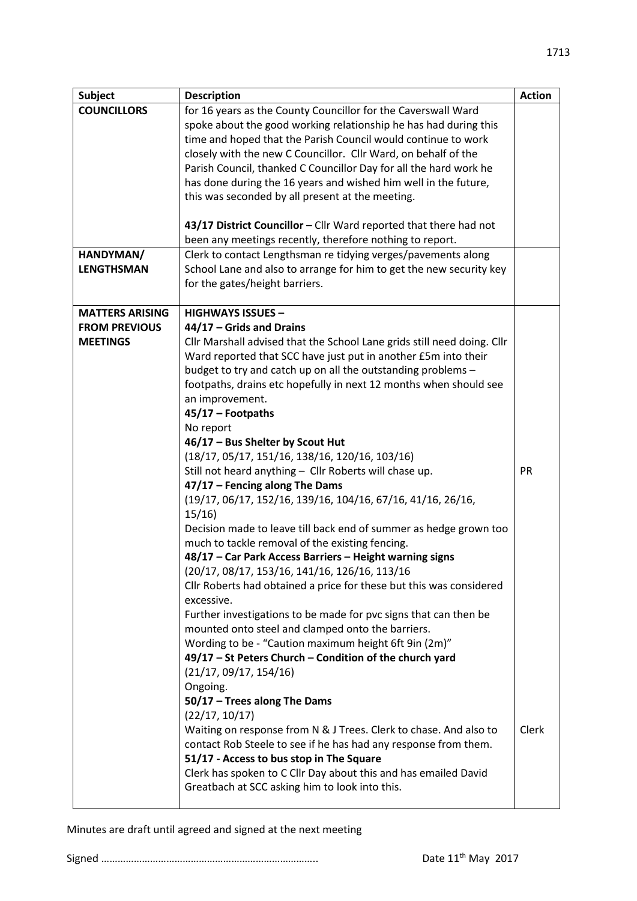| Subject | Description | Action |
|---|---|---|
| **COUNCILLORS** | for 16 years as the County Councillor for the Caverswall Ward spoke about the good working relationship he has had during this time and hoped that the Parish Council would continue to work closely with the new C Councillor. Cllr Ward, on behalf of the Parish Council, thanked C Councillor Day for all the hard work he has done during the 16 years and wished him well in the future, this was seconded by all present at the meeting.<br><br>**43/17 District Councillor** – Cllr Ward reported that there had not been any meetings recently, therefore nothing to report. | |
| **HANDYMAN/ LENGTHSMAN** | Clerk to contact Lengthsman re tidying verges/pavements along School Lane and also to arrange for him to get the new security key for the gates/height barriers. | |
| **MATTERS ARISING FROM PREVIOUS MEETINGS** | **HIGHWAYS ISSUES –**<br>**44/17 – Grids and Drains**<br>Cllr Marshall advised that the School Lane grids still need doing. Cllr Ward reported that SCC have just put in another £5m into their budget to try and catch up on all the outstanding problems – footpaths, drains etc hopefully in next 12 months when should see an improvement.<br>**45/17 – Footpaths**<br>No report<br>**46/17 – Bus Shelter by Scout Hut**<br>(18/17, 05/17, 151/16, 138/16, 120/16, 103/16)<br>Still not heard anything – Cllr Roberts will chase up.<br>**47/17 – Fencing along The Dams**<br>(19/17, 06/17, 152/16, 139/16, 104/16, 67/16, 41/16, 26/16, 15/16)<br>Decision made to leave till back end of summer as hedge grown too much to tackle removal of the existing fencing.<br>**48/17 – Car Park Access Barriers – Height warning signs**<br>(20/17, 08/17, 153/16, 141/16, 126/16, 113/16<br>Cllr Roberts had obtained a price for these but this was considered excessive.<br>Further investigations to be made for pvc signs that can then be mounted onto steel and clamped onto the barriers.<br>Wording to be - "Caution maximum height 6ft 9in (2m)"<br>**49/17 – St Peters Church – Condition of the church yard**<br>(21/17, 09/17, 154/16)<br>Ongoing.<br>**50/17 – Trees along The Dams**<br>(22/17, 10/17)<br>Waiting on response from N & J Trees. Clerk to chase. And also to contact Rob Steele to see if he has had any response from them.<br>**51/17 - Access to bus stop in The Square**<br>Clerk has spoken to C Cllr Day about this and has emailed David Greatbach at SCC asking him to look into this. | PR<br><br><br><br><br><br>Clerk |

Minutes are draft until agreed and signed at the next meeting

Signed …………………………………………………………………..  Date 11th May 2017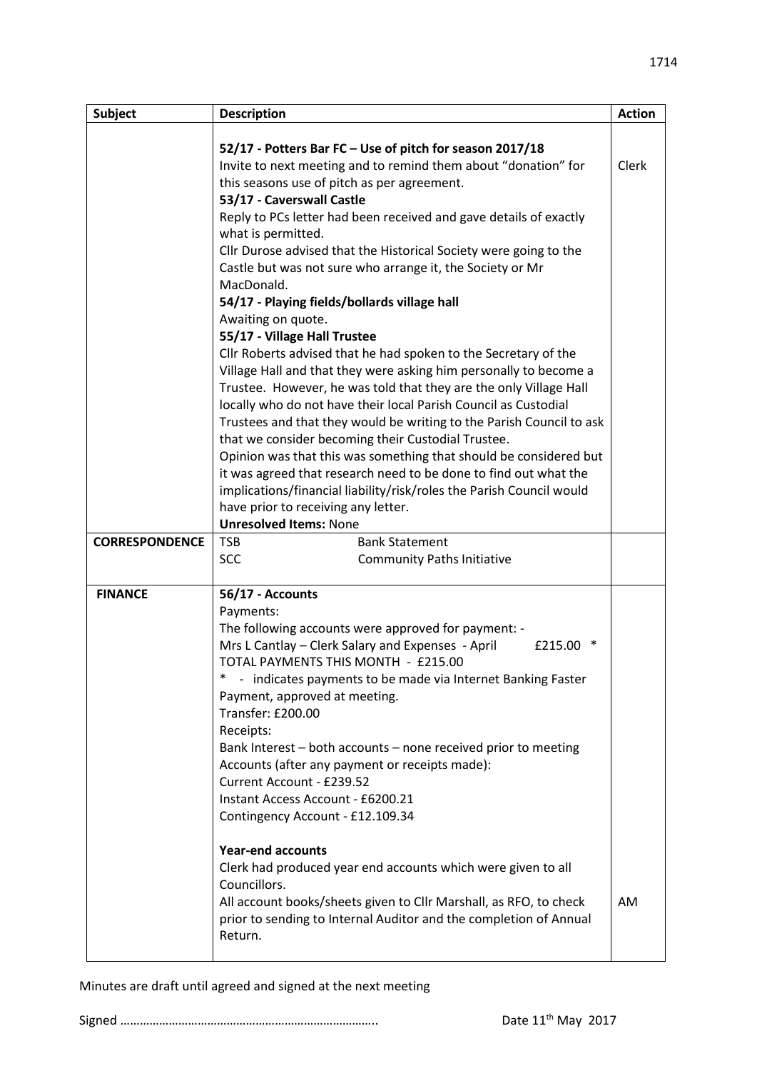| Subject | Description | Action |
|---|---|---|
| | **52/17 - Potters Bar FC – Use of pitch for season 2017/18**<br>Invite to next meeting and to remind them about "donation" for this seasons use of pitch as per agreement.<br>**53/17 - Caverswall Castle**<br>Reply to PCs letter had been received and gave details of exactly what is permitted.<br>Cllr Durose advised that the Historical Society were going to the Castle but was not sure who arrange it, the Society or Mr MacDonald.<br>**54/17 - Playing fields/bollards village hall**<br>Awaiting on quote.<br>**55/17 - Village Hall Trustee**<br>Cllr Roberts advised that he had spoken to the Secretary of the Village Hall and that they were asking him personally to become a Trustee. However, he was told that they are the only Village Hall locally who do not have their local Parish Council as Custodial Trustees and that they would be writing to the Parish Council to ask that we consider becoming their Custodial Trustee.<br>Opinion was that this was something that should be considered but it was agreed that research need to be done to find out what the implications/financial liability/risk/roles the Parish Council would have prior to receiving any letter.<br>**Unresolved Items:** None | Clerk |
| **CORRESPONDENCE** | TSB Bank Statement<br>SCC Community Paths Initiative | |
| **FINANCE** | **56/17 - Accounts**<br>Payments:<br>The following accounts were approved for payment: -<br>Mrs L Cantlay – Clerk Salary and Expenses - April £215.00 *<br>TOTAL PAYMENTS THIS MONTH - £215.00<br>* - indicates payments to be made via Internet Banking Faster Payment, approved at meeting.<br>Transfer: £200.00<br>Receipts:<br>Bank Interest – both accounts – none received prior to meeting<br>Accounts (after any payment or receipts made):<br>Current Account - £239.52<br>Instant Access Account - £6200.21<br>Contingency Account - £12.109.34<br><br>**Year-end accounts**<br>Clerk had produced year end accounts which were given to all Councillors.<br>All account books/sheets given to Cllr Marshall, as RFO, to check prior to sending to Internal Auditor and the completion of Annual Return. | AM |

Minutes are draft until agreed and signed at the next meeting

Signed ………………………………………………………………….. Date 11th May 2017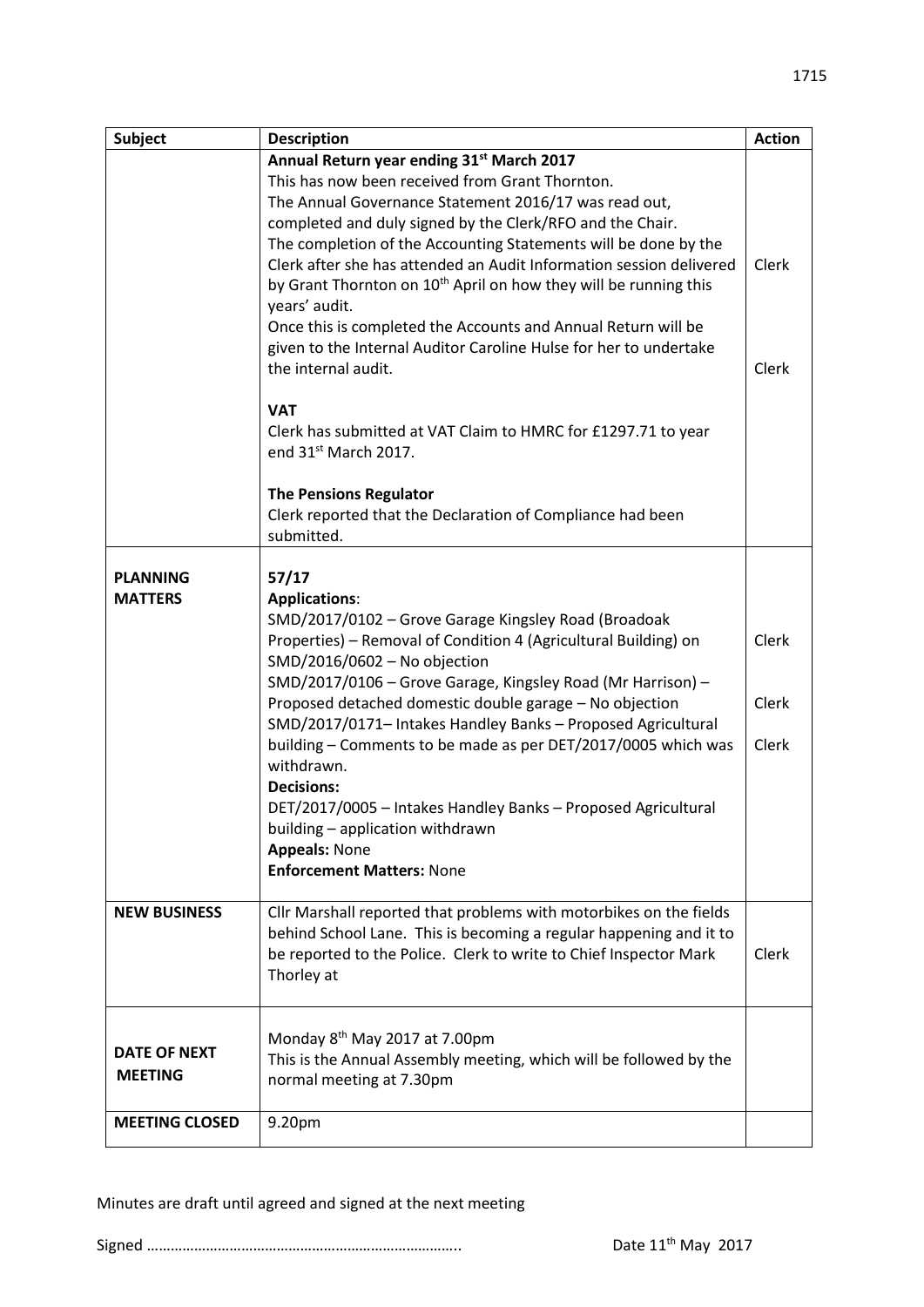| Subject | Description | Action |
| --- | --- | --- |
| | **Annual Return year ending 31st March 2017**<br>This has now been received from Grant Thornton.<br>The Annual Governance Statement 2016/17 was read out, completed and duly signed by the Clerk/RFO and the Chair.<br>The completion of the Accounting Statements will be done by the Clerk after she has attended an Audit Information session delivered by Grant Thornton on 10th April on how they will be running this years' audit.<br>Once this is completed the Accounts and Annual Return will be given to the Internal Auditor Caroline Hulse for her to undertake the internal audit.<br><br>**VAT**<br>Clerk has submitted at VAT Claim to HMRC for £1297.71 to year end 31st March 2017.<br><br>**The Pensions Regulator**<br>Clerk reported that the Declaration of Compliance had been submitted. | Clerk<br><br>Clerk |
| **PLANNING MATTERS** | **57/17**<br>**Applications**:<br>SMD/2017/0102 – Grove Garage Kingsley Road (Broadoak Properties) – Removal of Condition 4 (Agricultural Building) on SMD/2016/0602 – No objection<br>SMD/2017/0106 – Grove Garage, Kingsley Road (Mr Harrison) – Proposed detached domestic double garage – No objection<br>SMD/2017/0171– Intakes Handley Banks – Proposed Agricultural building – Comments to be made as per DET/2017/0005 which was withdrawn.<br>**Decisions:**<br>DET/2017/0005 – Intakes Handley Banks – Proposed Agricultural building – application withdrawn<br>**Appeals:** None<br>**Enforcement Matters:** None | Clerk<br><br>Clerk<br><br>Clerk |
| **NEW BUSINESS** | Cllr Marshall reported that problems with motorbikes on the fields behind School Lane. This is becoming a regular happening and it to be reported to the Police. Clerk to write to Chief Inspector Mark Thorley at | Clerk |
| **DATE OF NEXT MEETING** | Monday 8th May 2017 at 7.00pm<br>This is the Annual Assembly meeting, which will be followed by the normal meeting at 7.30pm | |
| **MEETING CLOSED** | 9.20pm | |

Minutes are draft until agreed and signed at the next meeting

Signed ……………………………………………………………………..          Date 11th May 2017